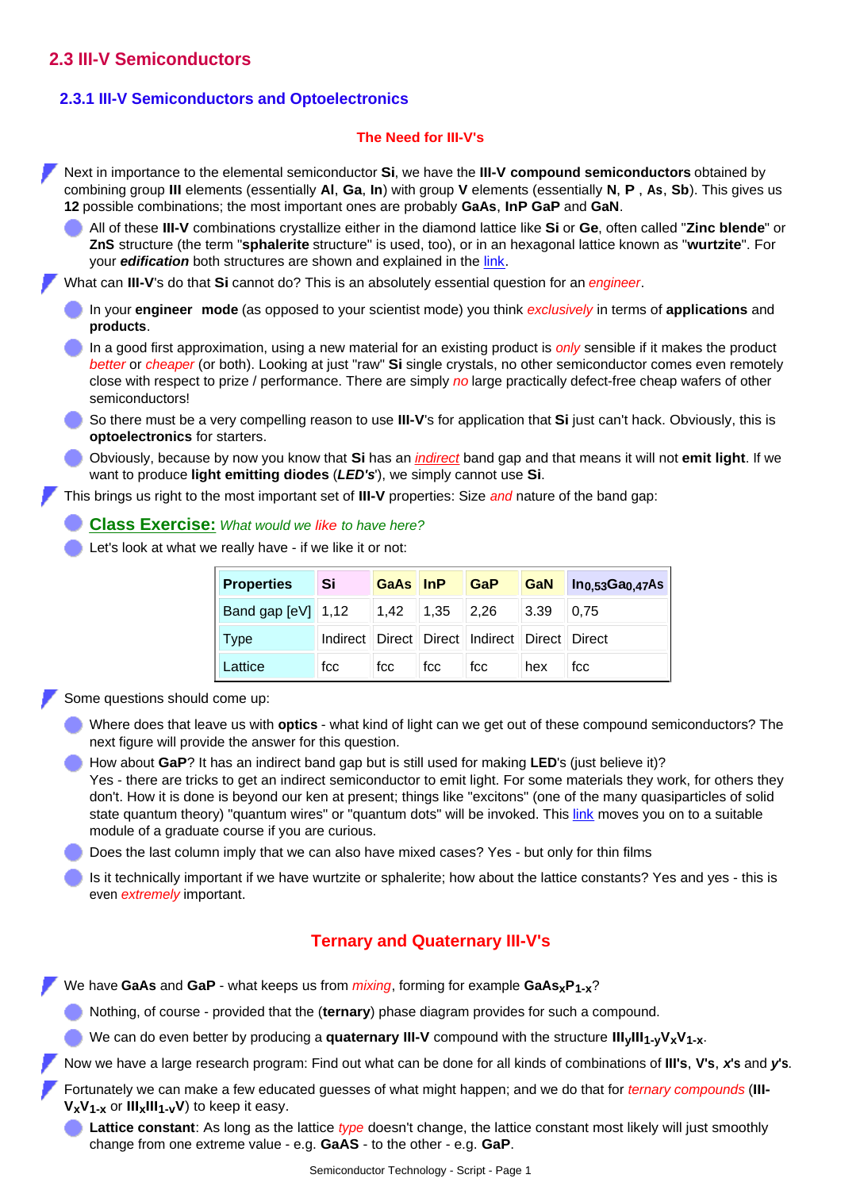## 2.3 III-V Semiconductors

### 2.3.1 III-V Semiconductors and Optoelectronics

#### The Need for III-V's

- Next in importance to the elemental semiconductor **Si**, we have the **III-V compound semiconductors** obtained by combining group **III** elements (essentially **Al**, **Ga**, **In**) with group **V** elements (essentially **N**, **P** , **As**, **Sb**). This gives us **12** possible combinations; the most important ones are probably **GaAs**, **InP GaP** and **GaN**.
  - All of these **III-V** combinations crystallize either in the diamond lattice like **Si** or **Ge**, often called "**Zinc blende**" or **ZnS** structure (the term "**sphalerite** structure" is used, too), or in an hexagonal lattice known as "**wurtzite**". For your ***edification*** both structures are shown and explained in the link.
- What can **III-V**'s do that **Si** cannot do? This is an absolutely essential question for an *engineer*.
  - In your **engineer mode** (as opposed to your scientist mode) you think *exclusively* in terms of **applications** and **products**.
  - In a good first approximation, using a new material for an existing product is *only* sensible if it makes the product *better* or *cheaper* (or both). Looking at just "raw" **Si** single crystals, no other semiconductor comes even remotely close with respect to prize / performance. There are simply *no* large practically defect-free cheap wafers of other semiconductors!
  - So there must be a very compelling reason to use **III-V**'s for application that **Si** just can't hack. Obviously, this is **optoelectronics** for starters.
  - Obviously, because by now you know that **Si** has an *indirect* band gap and that means it will not **emit light**. If we want to produce **light emitting diodes** (***LED's***'), we simply cannot use **Si**.
- This brings us right to the most important set of **III-V** properties: Size *and* nature of the band gap:
  - **Class Exercise:** *What would we like to have here?*
  - Let's look at what we really have - if we like it or not:

| Properties | Si | GaAs | InP | GaP | GaN | $In_{0,53}Ga_{0,47}As$ |
|---|---|---|---|---|---|---|
| Band gap [eV] | 1,12 | 1,42 | 1,35 | 2,26 | 3.39 | 0,75 |
| Type | Indirect | Direct | Direct | Indirect | Direct | Direct |
| Lattice | fcc | fcc | fcc | fcc | hex | fcc |

- Some questions should come up:
  - Where does that leave us with **optics** - what kind of light can we get out of these compound semiconductors? The next figure will provide the answer for this question.
  - How about **GaP**? It has an indirect band gap but is still used for making **LED**'s (just believe it)? Yes - there are tricks to get an indirect semiconductor to emit light. For some materials they work, for others they don't. How it is done is beyond our ken at present; things like "excitons" (one of the many quasiparticles of solid state quantum theory) "quantum wires" or "quantum dots" will be invoked. This link moves you on to a suitable module of a graduate course if you are curious.
  - Does the last column imply that we can also have mixed cases? Yes - but only for thin films
  - Is it technically important if we have wurtzite or sphalerite; how about the lattice constants? Yes and yes - this is even *extremely* important.

#### Ternary and Quaternary III-V's

- We have **GaAs** and **GaP** - what keeps us from *mixing*, forming for example $GaAs_xP_{1-x}$?
  - Nothing, of course - provided that the (**ternary**) phase diagram provides for such a compound.
  - We can do even better by producing a **quaternary III-V** compound with the structure $III_yIII_{1-y}V_xV_{1-x}$.
- Now we have a large research program: Find out what can be done for all kinds of combinations of **III's**, **V's**, ***x's*** and ***y's***.
- Fortunately we can make a few educated guesses of what might happen; and we do that for *ternary compounds* ($III\text{-}V_xV_{1-x}$ or $III_xIII_{1-y}V$) to keep it easy.
  - **Lattice constant**: As long as the lattice *type* doesn't change, the lattice constant most likely will just smoothly change from one extreme value - e.g. **GaAS** - to the other - e.g. **GaP**.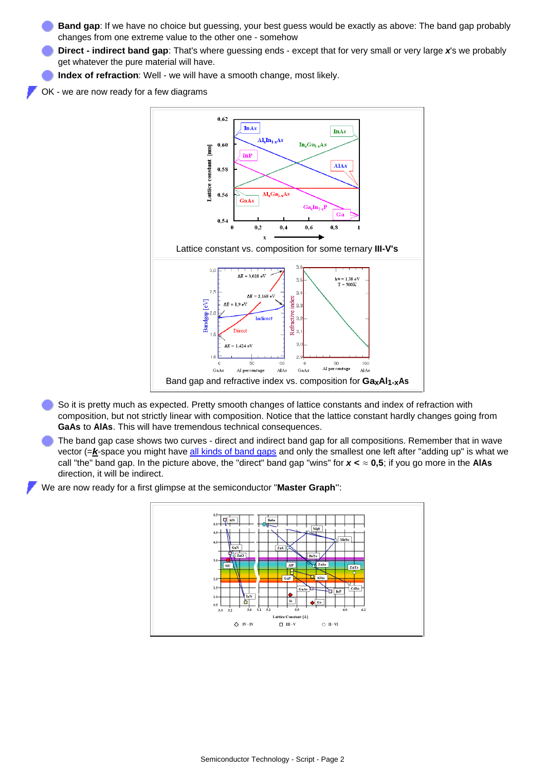- **Band gap**: If we have no choice but guessing, your best guess would be exactly as above: The band gap probably changes from one extreme value to the other one - somehow
- **Direct - indirect band gap**: That's where guessing ends - except that for very small or very large ***x***'s we probably get whatever the pure material will have.
- **Index of refraction**: Well - we will have a smooth change, most likely.

OK - we are now ready for a few diagrams

Lattice constant vs. composition for some ternary **III-V's**

Band gap and refractive index vs. composition for **$Ga_xAl_{1-x}As$**

- So it is pretty much as expected. Pretty smooth changes of lattice constants and index of refraction with composition, but not strictly linear with composition. Notice that the lattice constant hardly changes going from **GaAs** to **AlAs**. This will have tremendous technical consequences.
- The band gap case shows two curves - direct and indirect band gap for all compositions. Remember that in wave vector (=***k***-space you might have all kinds of band gaps and only the smallest one left after "adding up" is what we call "the" band gap. In the picture above, the "direct" band gap "wins" for $x < \approx$ **0,5**; if you go more in the **AlAs** direction, it will be indirect.

We are now ready for a first glimpse at the semiconductor "**Master Graph**":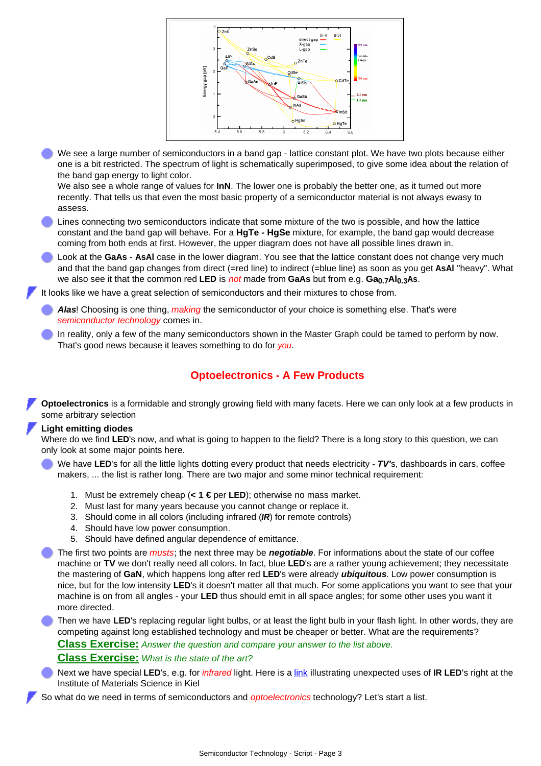- We see a large number of semiconductors in a band gap - lattice constant plot. We have two plots because either one is a bit restricted. The spectrum of light is schematically superimposed, to give some idea about the relation of the band gap energy to light color.
  We also see a whole range of values for **InN**. The lower one is probably the better one, as it turned out more recently. That tells us that even the most basic property of a semiconductor material is not always ewasy to assess.
- Lines connecting two semiconductors indicate that some mixture of the two is possible, and how the lattice constant and the band gap will behave. For a **HgTe - HgSe** mixture, for example, the band gap would decrease coming from both ends at first. However, the upper diagram does not have all possible lines drawn in.
- Look at the **GaAs** - **AsAl** case in the lower diagram. You see that the lattice constant does not change very much and that the band gap changes from direct (=red line) to indirect (=blue line) as soon as you get **AsAl** "heavy". What we also see it that the common red **LED** is *not* made from **GaAs** but from e.g. **$Ga_{0.7}Al_{0.3}As$**.

It looks like we have a great selection of semiconductors and their mixtures to chose from.

- ***Alas***! Choosing is one thing, *making* the semiconductor of your choice is something else. That's were *semiconductor technology* comes in.
- In reality, only a few of the many semiconductors shown in the Master Graph could be tamed to perform by now. That's good news because it leaves something to do for *you*.

## Optoelectronics - A Few Products

**Optoelectronics** is a formidable and strongly growing field with many facets. Here we can only look at a few products in some arbitrary selection

**Light emitting diodes**
Where do we find **LED**'s now, and what is going to happen to the field? There is a long story to this question, we can only look at some major points here.

- We have **LED**'s for all the little lights dotting every product that needs electricity - ***TV***'s, dashboards in cars, coffee makers, ... the list is rather long. There are two major and some minor technical requirement:

  1. Must be extremely cheap (**< 1 €** per **LED**); otherwise no mass market.
  2. Must last for many years because you cannot change or replace it.
  3. Should come in all colors (including infrared (***IR***) for remote controls)
  4. Should have low power consumption.
  5. Should have defined angular dependence of emittance.

- The first two points are *musts*; the next three may be ***negotiable***. For informations about the state of our coffee machine or **TV** we don't really need all colors. In fact, blue **LED**'s are a rather young achievement; they necessitate the mastering of **GaN**, which happens long after red **LED**'s were already ***ubiquitous***. Low power consumption is nice, but for the low intensity **LED**'s it doesn't matter all that much. For some applications you want to see that your machine is on from all angles - your **LED** thus should emit in all space angles; for some other uses you want it more directed.
- Then we have **LED**'s replacing regular light bulbs, or at least the light bulb in your flash light. In other words, they are competing against long established technology and must be cheaper or better. What are the requirements?
  **Class Exercise:** *Answer the question and compare your answer to the list above.*
  **Class Exercise:** *What is the state of the art?*
- Next we have special **LED**'s, e.g. for *infrared* light. Here is a link illustrating unexpected uses of **IR LED**'s right at the Institute of Materials Science in Kiel

So what do we need in terms of semiconductors and *optoelectronics* technology? Let's start a list.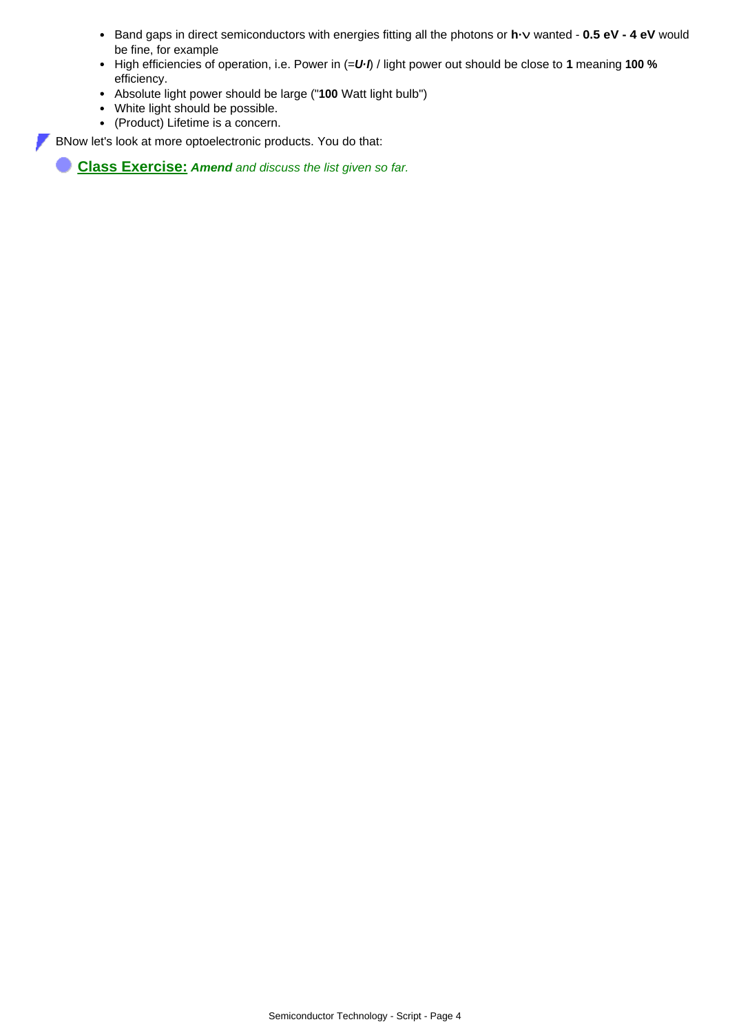- Band gaps in direct semiconductors with energies fitting all the photons or **h·ν** wanted - **0.5 eV - 4 eV** would be fine, for example
- High efficiencies of operation, i.e. Power in (=***U·I***) / light power out should be close to **1** meaning **100 %** efficiency.
- Absolute light power should be large ("**100** Watt light bulb")
- White light should be possible.
- (Product) Lifetime is a concern.

BNow let's look at more optoelectronic products. You do that:

**Class Exercise:** ***Amend*** *and discuss the list given so far.*